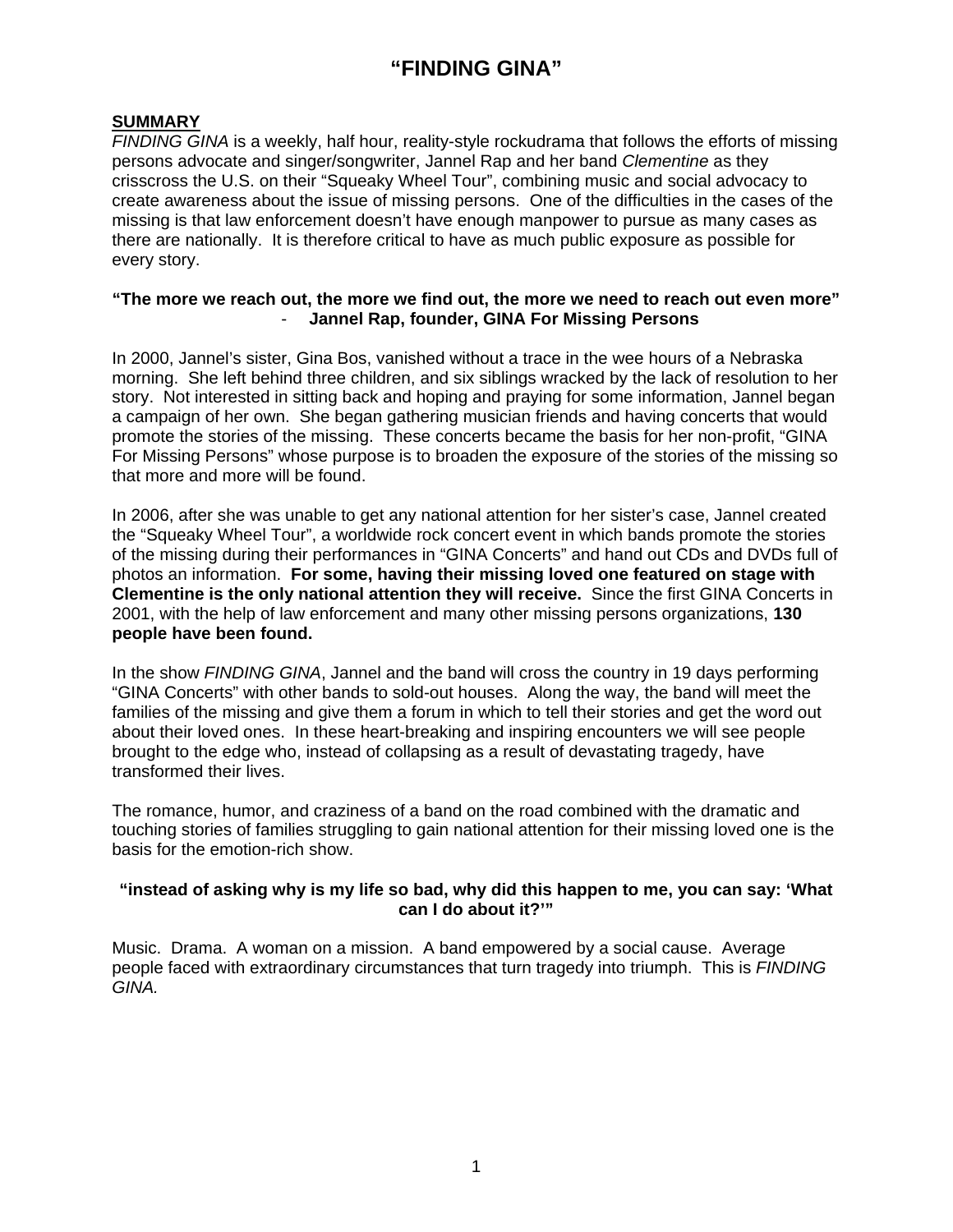# "FINDING GINA"

**SUMMARY**

*FINDING GINA* is a weekly, half hour, reality-style rockudrama that follows the efforts of missing persons advocate and singer/songwriter, Jannel Rap and her band *Clementine* as they crisscross the U.S. on their "Squeaky Wheel Tour", combining music and social advocacy to create awareness about the issue of missing persons. One of the difficulties in the cases of the missing is that law enforcement doesn't have enough manpower to pursue as many cases as there are nationally. It is therefore critical to have as much public exposure as possible for every story.

**"The more we reach out, the more we find out, the more we need to reach out even more"**
**- Jannel Rap, founder, GINA For Missing Persons**

In 2000, Jannel's sister, Gina Bos, vanished without a trace in the wee hours of a Nebraska morning. She left behind three children, and six siblings wracked by the lack of resolution to her story. Not interested in sitting back and hoping and praying for some information, Jannel began a campaign of her own. She began gathering musician friends and having concerts that would promote the stories of the missing. These concerts became the basis for her non-profit, "GINA For Missing Persons" whose purpose is to broaden the exposure of the stories of the missing so that more and more will be found.

In 2006, after she was unable to get any national attention for her sister's case, Jannel created the "Squeaky Wheel Tour", a worldwide rock concert event in which bands promote the stories of the missing during their performances in "GINA Concerts" and hand out CDs and DVDs full of photos an information. **For some, having their missing loved one featured on stage with Clementine is the only national attention they will receive.** Since the first GINA Concerts in 2001, with the help of law enforcement and many other missing persons organizations, **130 people have been found.**

In the show *FINDING GINA*, Jannel and the band will cross the country in 19 days performing "GINA Concerts" with other bands to sold-out houses. Along the way, the band will meet the families of the missing and give them a forum in which to tell their stories and get the word out about their loved ones. In these heart-breaking and inspiring encounters we will see people brought to the edge who, instead of collapsing as a result of devastating tragedy, have transformed their lives.

The romance, humor, and craziness of a band on the road combined with the dramatic and touching stories of families struggling to gain national attention for their missing loved one is the basis for the emotion-rich show.

**"instead of asking why is my life so bad, why did this happen to me, you can say: 'What can I do about it?'"**

Music. Drama. A woman on a mission. A band empowered by a social cause. Average people faced with extraordinary circumstances that turn tragedy into triumph. This is *FINDING GINA.*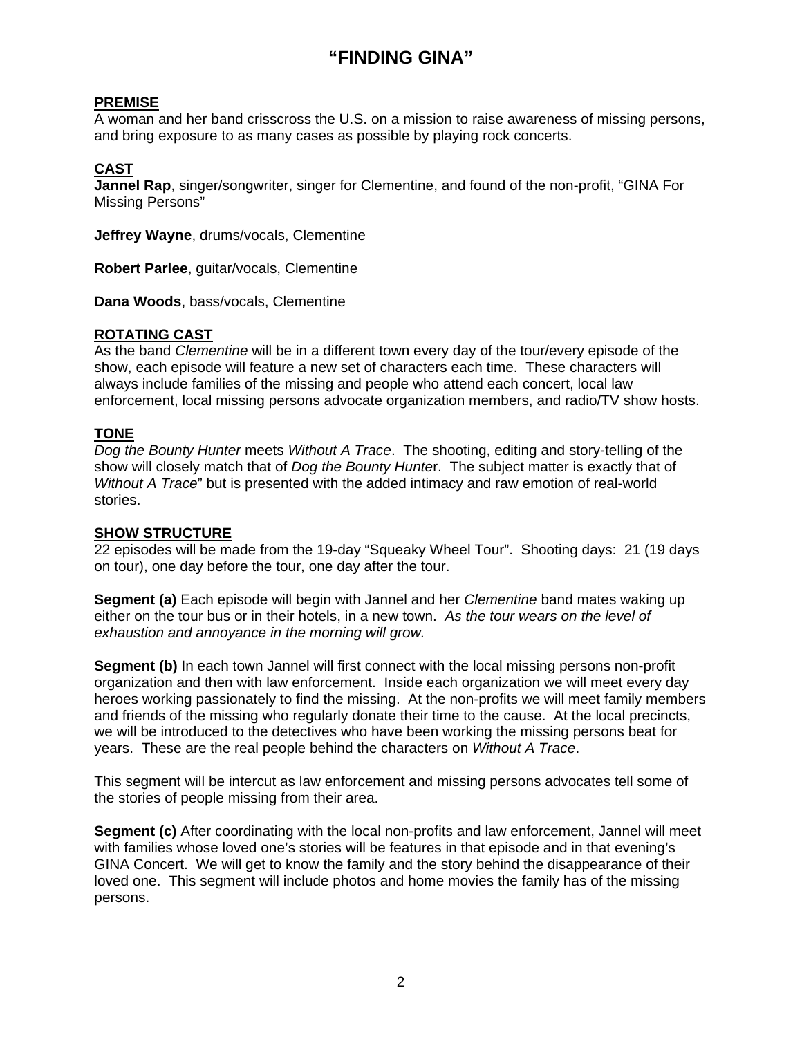# "FINDING GINA"

**PREMISE**

A woman and her band crisscross the U.S. on a mission to raise awareness of missing persons, and bring exposure to as many cases as possible by playing rock concerts.

**CAST**

**Jannel Rap**, singer/songwriter, singer for Clementine, and found of the non-profit, "GINA For Missing Persons"

**Jeffrey Wayne**, drums/vocals, Clementine

**Robert Parlee**, guitar/vocals, Clementine

**Dana Woods**, bass/vocals, Clementine

**ROTATING CAST**

As the band *Clementine* will be in a different town every day of the tour/every episode of the show, each episode will feature a new set of characters each time. These characters will always include families of the missing and people who attend each concert, local law enforcement, local missing persons advocate organization members, and radio/TV show hosts.

**TONE**

*Dog the Bounty Hunter* meets *Without A Trace*. The shooting, editing and story-telling of the show will closely match that of *Dog the Bounty Hunte*r. The subject matter is exactly that of *Without A Trace*" but is presented with the added intimacy and raw emotion of real-world stories.

**SHOW STRUCTURE**

22 episodes will be made from the 19-day "Squeaky Wheel Tour". Shooting days: 21 (19 days on tour), one day before the tour, one day after the tour.

**Segment (a)** Each episode will begin with Jannel and her *Clementine* band mates waking up either on the tour bus or in their hotels, in a new town. *As the tour wears on the level of exhaustion and annoyance in the morning will grow.*

**Segment (b)** In each town Jannel will first connect with the local missing persons non-profit organization and then with law enforcement. Inside each organization we will meet every day heroes working passionately to find the missing. At the non-profits we will meet family members and friends of the missing who regularly donate their time to the cause. At the local precincts, we will be introduced to the detectives who have been working the missing persons beat for years. These are the real people behind the characters on *Without A Trace*.

This segment will be intercut as law enforcement and missing persons advocates tell some of the stories of people missing from their area.

**Segment (c)** After coordinating with the local non-profits and law enforcement, Jannel will meet with families whose loved one's stories will be features in that episode and in that evening's GINA Concert. We will get to know the family and the story behind the disappearance of their loved one. This segment will include photos and home movies the family has of the missing persons.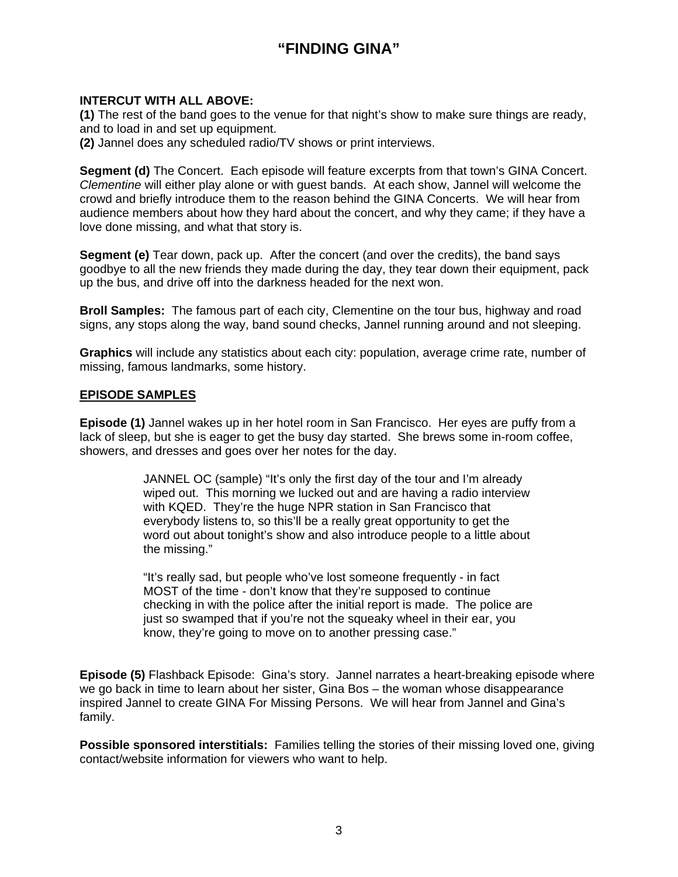# "FINDING GINA"

**INTERCUT WITH ALL ABOVE:**
**(1)** The rest of the band goes to the venue for that night's show to make sure things are ready, and to load in and set up equipment.
**(2)** Jannel does any scheduled radio/TV shows or print interviews.

**Segment (d)** The Concert. Each episode will feature excerpts from that town's GINA Concert. *Clementine* will either play alone or with guest bands. At each show, Jannel will welcome the crowd and briefly introduce them to the reason behind the GINA Concerts. We will hear from audience members about how they hard about the concert, and why they came; if they have a love done missing, and what that story is.

**Segment (e)** Tear down, pack up. After the concert (and over the credits), the band says goodbye to all the new friends they made during the day, they tear down their equipment, pack up the bus, and drive off into the darkness headed for the next won.

**Broll Samples:** The famous part of each city, Clementine on the tour bus, highway and road signs, any stops along the way, band sound checks, Jannel running around and not sleeping.

**Graphics** will include any statistics about each city: population, average crime rate, number of missing, famous landmarks, some history.

**<u>EPISODE SAMPLES</u>**

**Episode (1)** Jannel wakes up in her hotel room in San Francisco. Her eyes are puffy from a lack of sleep, but she is eager to get the busy day started. She brews some in-room coffee, showers, and dresses and goes over her notes for the day.

> JANNEL OC (sample) "It's only the first day of the tour and I'm already wiped out. This morning we lucked out and are having a radio interview with KQED. They're the huge NPR station in San Francisco that everybody listens to, so this'll be a really great opportunity to get the word out about tonight's show and also introduce people to a little about the missing."
>
> "It's really sad, but people who've lost someone frequently - in fact MOST of the time - don't know that they're supposed to continue checking in with the police after the initial report is made. The police are just so swamped that if you're not the squeaky wheel in their ear, you know, they're going to move on to another pressing case."

**Episode (5)** Flashback Episode: Gina's story. Jannel narrates a heart-breaking episode where we go back in time to learn about her sister, Gina Bos – the woman whose disappearance inspired Jannel to create GINA For Missing Persons. We will hear from Jannel and Gina's family.

**Possible sponsored interstitials:** Families telling the stories of their missing loved one, giving contact/website information for viewers who want to help.